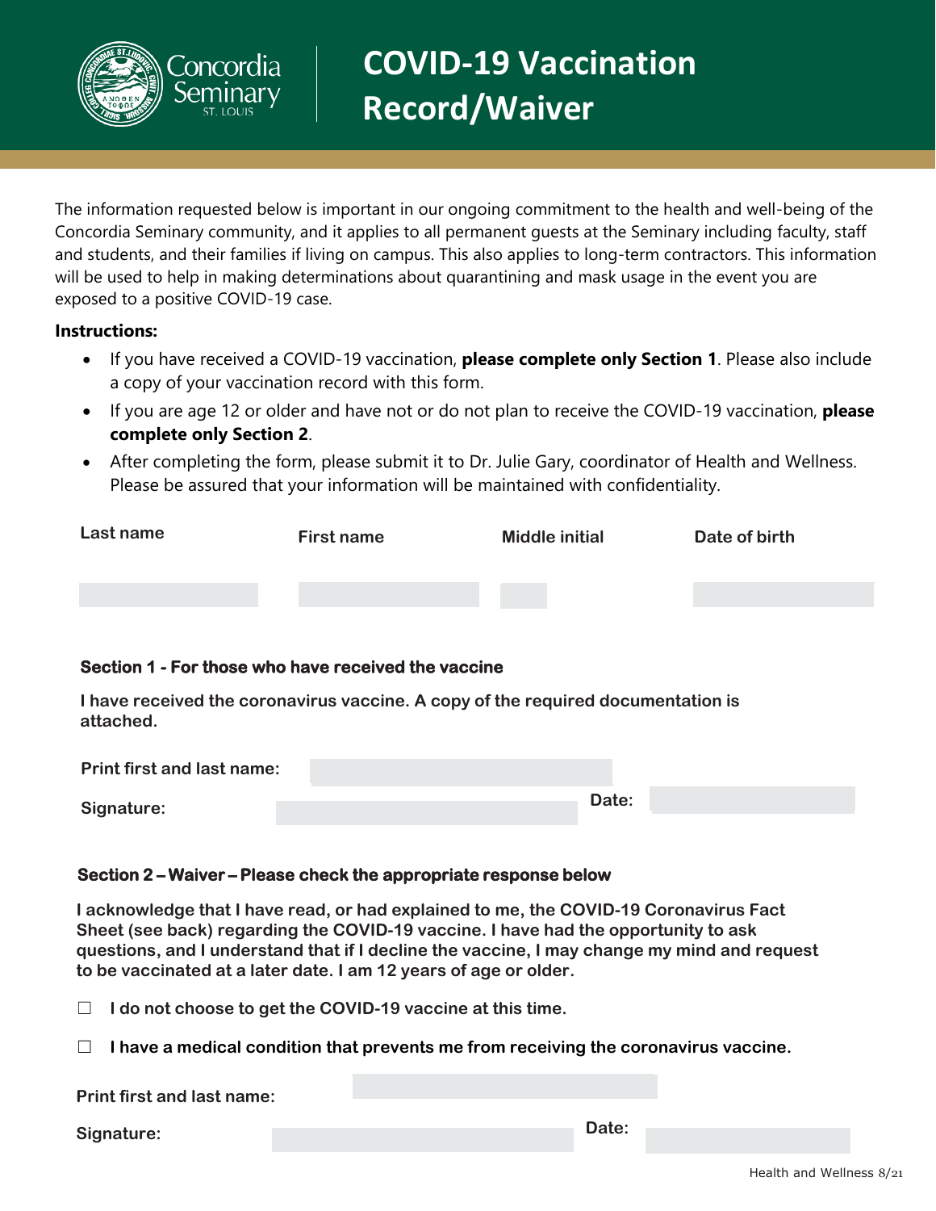# COVID-19 Vaccination Record/Waiver

Concordia Seminary
ST. LOUIS

The information requested below is important in our ongoing commitment to the health and well-being of the Concordia Seminary community, and it applies to all permanent guests at the Seminary including faculty, staff and students, and their families if living on campus. This also applies to long-term contractors. This information will be used to help in making determinations about quarantining and mask usage in the event you are exposed to a positive COVID-19 case.

**Instructions:**

- If you have received a COVID-19 vaccination, **please complete only Section 1**. Please also include a copy of your vaccination record with this form.
- If you are age 12 or older and have not or do not plan to receive the COVID-19 vaccination, **please complete only Section 2**.
- After completing the form, please submit it to Dr. Julie Gary, coordinator of Health and Wellness. Please be assured that your information will be maintained with confidentiality.

| Last name | First name | Middle initial | Date of birth |
|---|---|---|---|
| | | | |

### Section 1 - For those who have received the vaccine

**I have received the coronavirus vaccine. A copy of the required documentation is attached.**

**Print first and last name:** ____________________

**Signature:** ____________________ **Date:** ____________________

### Section 2 – Waiver – Please check the appropriate response below

**I acknowledge that I have read, or had explained to me, the COVID-19 Coronavirus Fact Sheet (see back) regarding the COVID-19 vaccine. I have had the opportunity to ask questions, and I understand that if I decline the vaccine, I may change my mind and request to be vaccinated at a later date. I am 12 years of age or older.**

☐ **I do not choose to get the COVID-19 vaccine at this time.**

☐ **I have a medical condition that prevents me from receiving the coronavirus vaccine.**

**Print first and last name:** ____________________

**Signature:** ____________________ **Date:** ____________________

Health and Wellness 8/21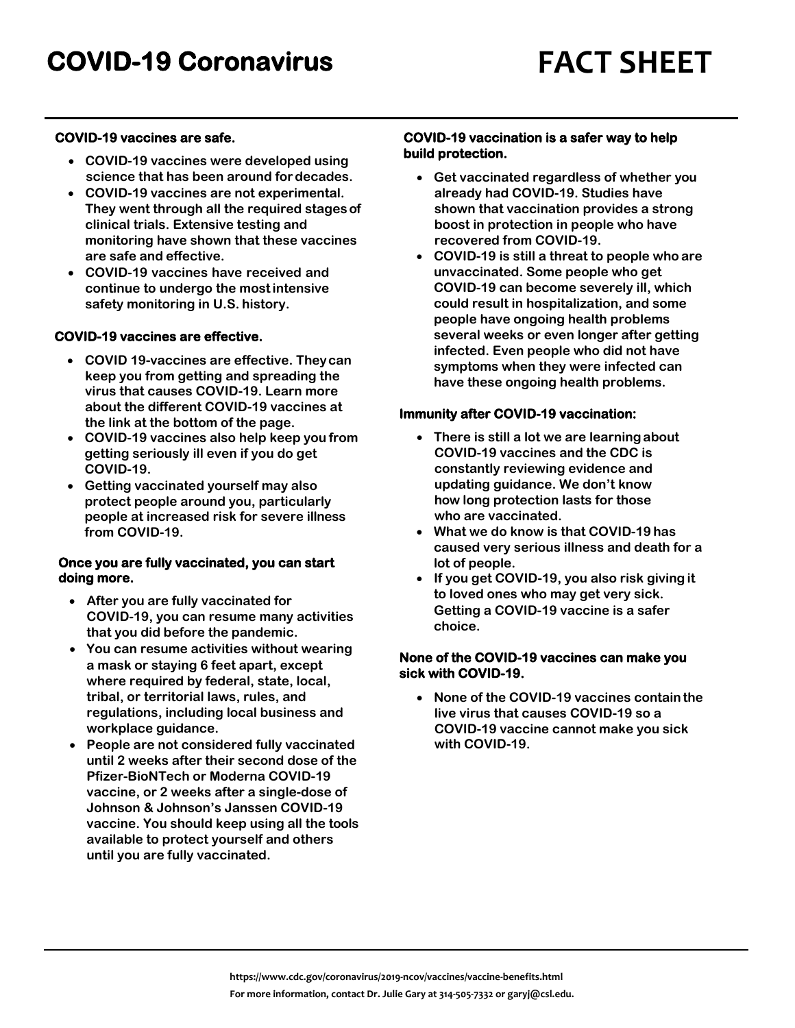# COVID-19 Coronavirus FACT SHEET

**COVID-19 vaccines are safe.**

- COVID-19 vaccines were developed using science that has been around for decades.
- COVID-19 vaccines are not experimental. They went through all the required stages of clinical trials. Extensive testing and monitoring have shown that these vaccines are safe and effective.
- COVID-19 vaccines have received and continue to undergo the most intensive safety monitoring in U.S. history.

**COVID-19 vaccines are effective.**

- COVID 19-vaccines are effective. They can keep you from getting and spreading the virus that causes COVID-19. Learn more about the different COVID-19 vaccines at the link at the bottom of the page.
- COVID-19 vaccines also help keep you from getting seriously ill even if you do get COVID-19.
- Getting vaccinated yourself may also protect people around you, particularly people at increased risk for severe illness from COVID-19.

**Once you are fully vaccinated, you can start doing more.**

- After you are fully vaccinated for COVID-19, you can resume many activities that you did before the pandemic.
- You can resume activities without wearing a mask or staying 6 feet apart, except where required by federal, state, local, tribal, or territorial laws, rules, and regulations, including local business and workplace guidance.
- People are not considered fully vaccinated until 2 weeks after their second dose of the Pfizer-BioNTech or Moderna COVID-19 vaccine, or 2 weeks after a single-dose of Johnson & Johnson's Janssen COVID-19 vaccine. You should keep using all the tools available to protect yourself and others until you are fully vaccinated.

**COVID-19 vaccination is a safer way to help build protection.**

- Get vaccinated regardless of whether you already had COVID-19. Studies have shown that vaccination provides a strong boost in protection in people who have recovered from COVID-19.
- COVID-19 is still a threat to people who are unvaccinated. Some people who get COVID-19 can become severely ill, which could result in hospitalization, and some people have ongoing health problems several weeks or even longer after getting infected. Even people who did not have symptoms when they were infected can have these ongoing health problems.

**Immunity after COVID-19 vaccination:**

- There is still a lot we are learning about COVID-19 vaccines and the CDC is constantly reviewing evidence and updating guidance. We don't know how long protection lasts for those who are vaccinated.
- What we do know is that COVID-19 has caused very serious illness and death for a lot of people.
- If you get COVID-19, you also risk giving it to loved ones who may get very sick. Getting a COVID-19 vaccine is a safer choice.

**None of the COVID-19 vaccines can make you sick with COVID-19.**

- None of the COVID-19 vaccines contain the live virus that causes COVID-19 so a COVID-19 vaccine cannot make you sick with COVID-19.

https://www.cdc.gov/coronavirus/2019-ncov/vaccines/vaccine-benefits.html

For more information, contact Dr. Julie Gary at 314-505-7332 or garyj@csl.edu.